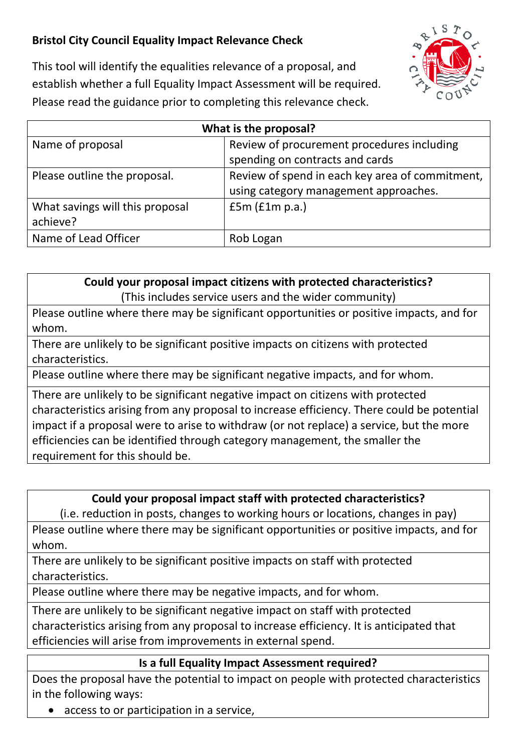# Bristol City Council Equality Impact Relevance Check

This tool will identify the equalities relevance of a proposal, and establish whether a full Equality Impact Assessment will be required. Please read the guidance prior to completing this relevance check.

| What is the proposal? | |
|---|---|
| Name of proposal | Review of procurement procedures including spending on contracts and cards |
| Please outline the proposal. | Review of spend in each key area of commitment, using category management approaches. |
| What savings will this proposal achieve? | £5m (£1m p.a.) |
| Name of Lead Officer | Rob Logan |

| **Could your proposal impact citizens with protected characteristics?** (This includes service users and the wider community) |
|---|
| Please outline where there may be significant opportunities or positive impacts, and for whom. |
| There are unlikely to be significant positive impacts on citizens with protected characteristics. |
| Please outline where there may be significant negative impacts, and for whom. |
| There are unlikely to be significant negative impact on citizens with protected characteristics arising from any proposal to increase efficiency. There could be potential impact if a proposal were to arise to withdraw (or not replace) a service, but the more efficiencies can be identified through category management, the smaller the requirement for this should be. |

| **Could your proposal impact staff with protected characteristics?** (i.e. reduction in posts, changes to working hours or locations, changes in pay) |
|---|
| Please outline where there may be significant opportunities or positive impacts, and for whom. |
| There are unlikely to be significant positive impacts on staff with protected characteristics. |
| Please outline where there may be negative impacts, and for whom. |
| There are unlikely to be significant negative impact on staff with protected characteristics arising from any proposal to increase efficiency. It is anticipated that efficiencies will arise from improvements in external spend. |

| **Is a full Equality Impact Assessment required?** |
|---|
| Does the proposal have the potential to impact on people with protected characteristics in the following ways:<br>• access to or participation in a service, |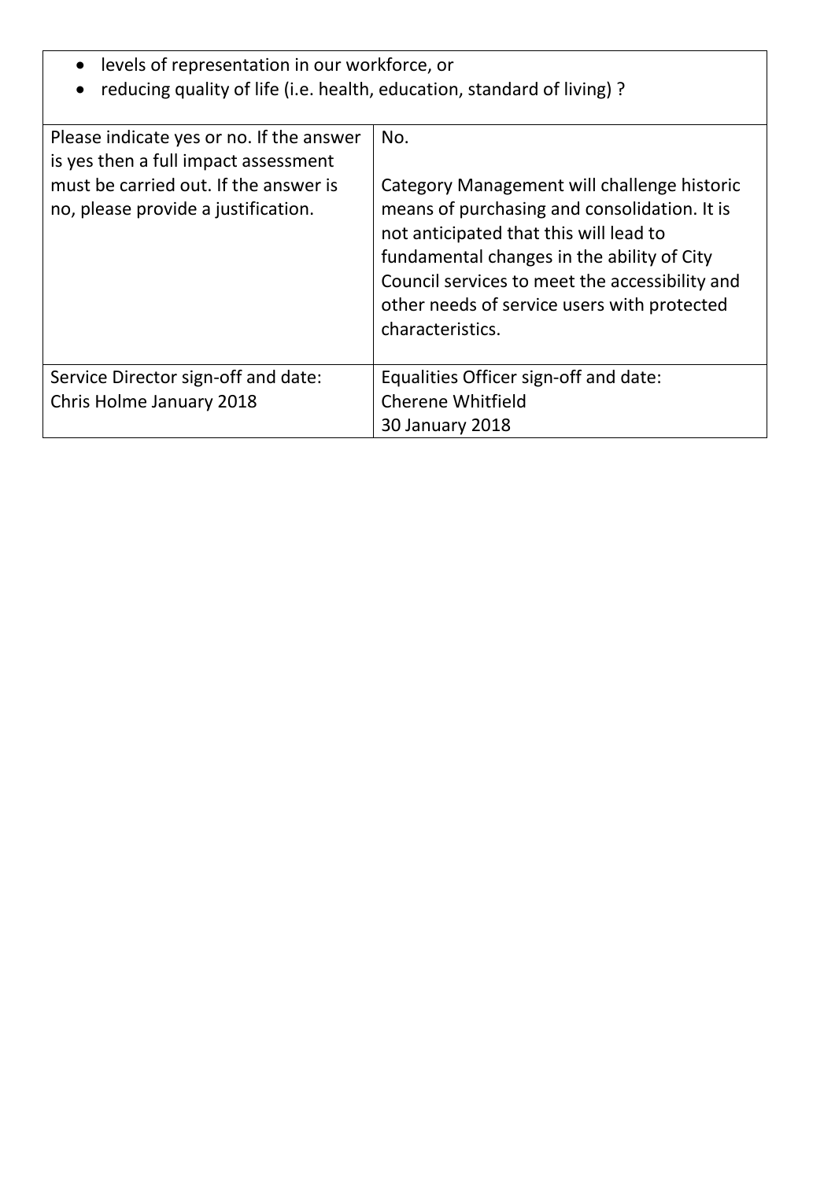| | |
|---|---|
| • levels of representation in our workforce, or<br>• reducing quality of life (i.e. health, education, standard of living) ? | |
| Please indicate yes or no. If the answer is yes then a full impact assessment must be carried out. If the answer is no, please provide a justification. | No.<br><br>Category Management will challenge historic means of purchasing and consolidation. It is not anticipated that this will lead to fundamental changes in the ability of City Council services to meet the accessibility and other needs of service users with protected characteristics. |
| Service Director sign-off and date:<br>Chris Holme January 2018 | Equalities Officer sign-off and date:<br>Cherene Whitfield<br>30 January 2018 |